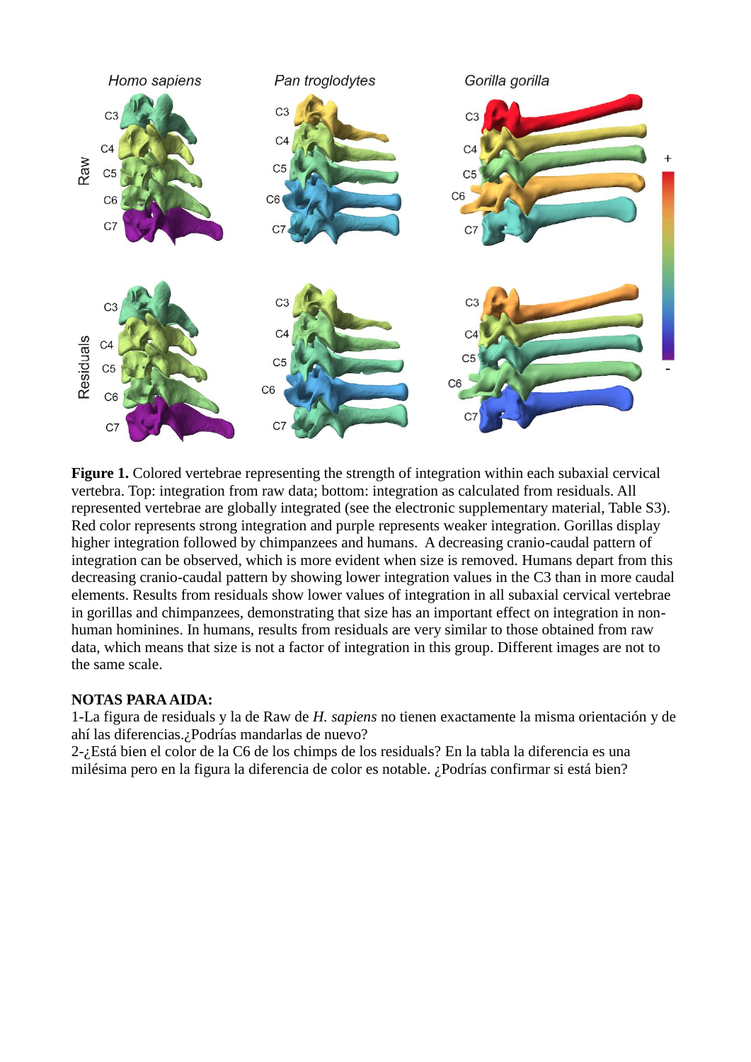**Figure 1.** Colored vertebrae representing the strength of integration within each subaxial cervical vertebra. Top: integration from raw data; bottom: integration as calculated from residuals. All represented vertebrae are globally integrated (see the electronic supplementary material, Table S3). Red color represents strong integration and purple represents weaker integration. Gorillas display higher integration followed by chimpanzees and humans. A decreasing cranio-caudal pattern of integration can be observed, which is more evident when size is removed. Humans depart from this decreasing cranio-caudal pattern by showing lower integration values in the C3 than in more caudal elements. Results from residuals show lower values of integration in all subaxial cervical vertebrae in gorillas and chimpanzees, demonstrating that size has an important effect on integration in non-human hominines. In humans, results from residuals are very similar to those obtained from raw data, which means that size is not a factor of integration in this group. Different images are not to the same scale.

**NOTAS PARA AIDA:**

1-La figura de residuals y la de Raw de *H. sapiens* no tienen exactamente la misma orientación y de ahí las diferencias.¿Podrías mandarlas de nuevo?

2-¿Está bien el color de la C6 de los chimps de los residuals? En la tabla la diferencia es una milésima pero en la figura la diferencia de color es notable. ¿Podrías confirmar si está bien?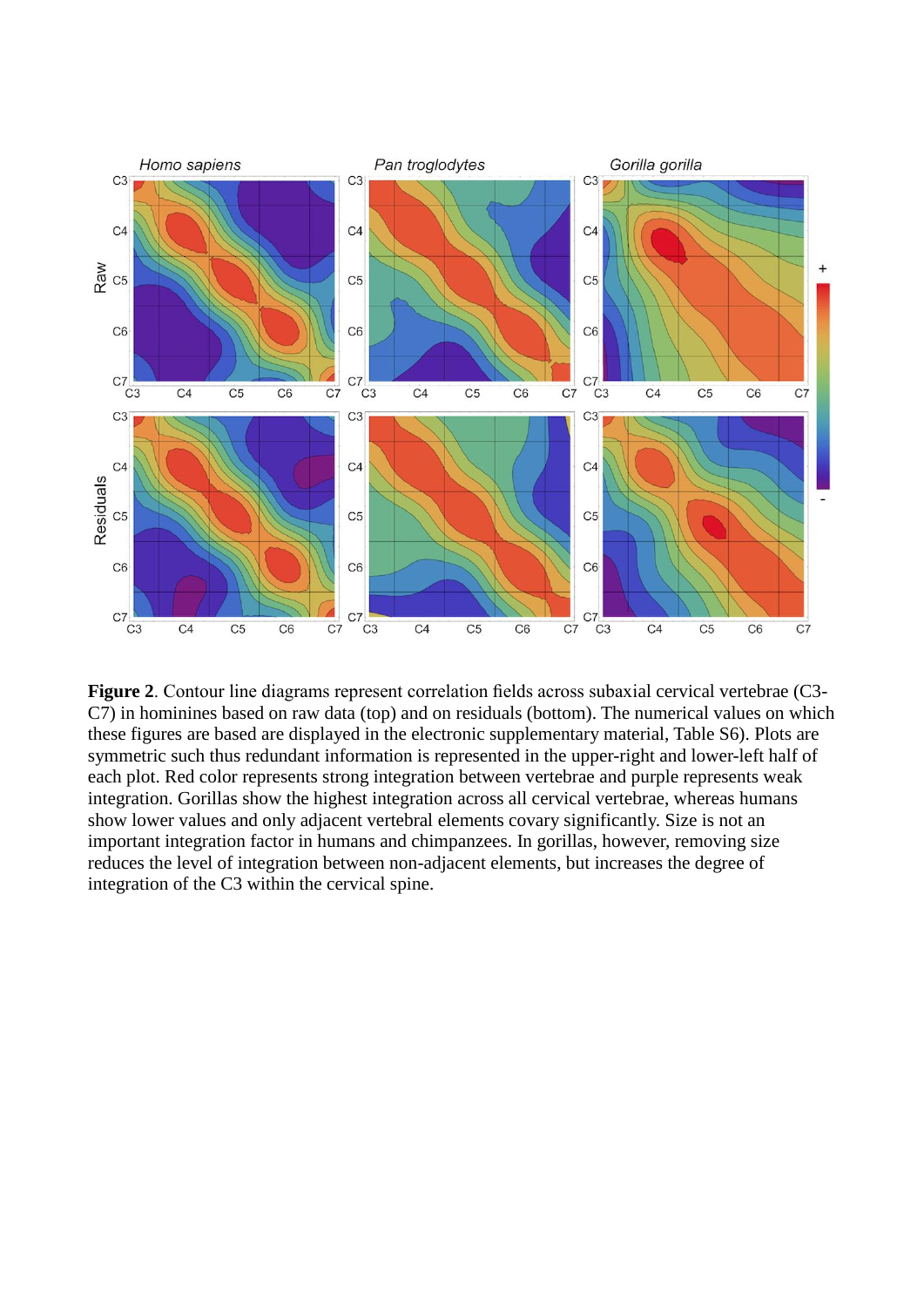Homo sapiens

Pan troglodytes

Gorilla gorilla

Raw

Residuals

C3

C4

C5

C6

C7

+

-

**Figure 2**. Contour line diagrams represent correlation fields across subaxial cervical vertebrae (C3-C7) in hominines based on raw data (top) and on residuals (bottom). The numerical values on which these figures are based are displayed in the electronic supplementary material, Table S6). Plots are symmetric such thus redundant information is represented in the upper-right and lower-left half of each plot. Red color represents strong integration between vertebrae and purple represents weak integration. Gorillas show the highest integration across all cervical vertebrae, whereas humans show lower values and only adjacent vertebral elements covary significantly. Size is not an important integration factor in humans and chimpanzees. In gorillas, however, removing size reduces the level of integration between non-adjacent elements, but increases the degree of integration of the C3 within the cervical spine.